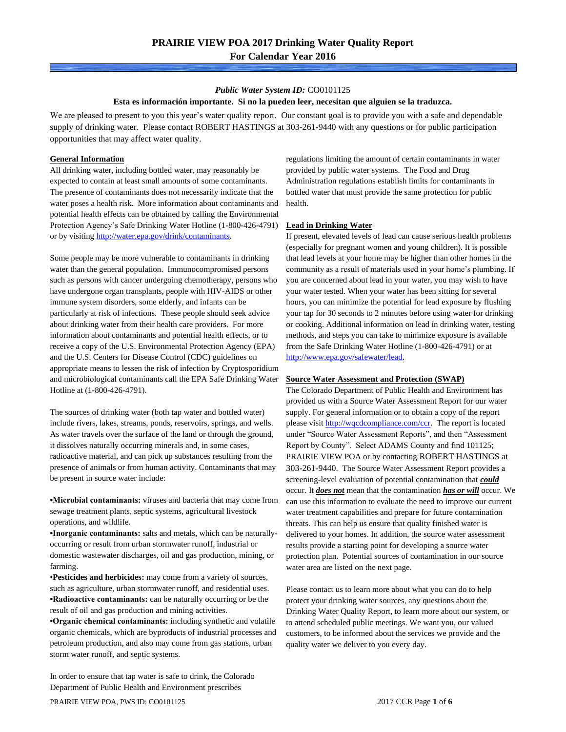# PRAIRIE VIEW POA 2017 Drinking Water Quality Report
# For Calendar Year 2016

***Public Water System ID:*** CO0101125

**Esta es información importante. Si no la pueden leer, necesitan que alguien se la traduzca.**

We are pleased to present to you this year's water quality report. Our constant goal is to provide you with a safe and dependable supply of drinking water. Please contact ROBERT HASTINGS at 303-261-9440 with any questions or for public participation opportunities that may affect water quality.

## General Information

All drinking water, including bottled water, may reasonably be expected to contain at least small amounts of some contaminants. The presence of contaminants does not necessarily indicate that the water poses a health risk. More information about contaminants and potential health effects can be obtained by calling the Environmental Protection Agency's Safe Drinking Water Hotline (1-800-426-4791) or by visiting http://water.epa.gov/drink/contaminants.

Some people may be more vulnerable to contaminants in drinking water than the general population. Immunocompromised persons such as persons with cancer undergoing chemotherapy, persons who have undergone organ transplants, people with HIV-AIDS or other immune system disorders, some elderly, and infants can be particularly at risk of infections. These people should seek advice about drinking water from their health care providers. For more information about contaminants and potential health effects, or to receive a copy of the U.S. Environmental Protection Agency (EPA) and the U.S. Centers for Disease Control (CDC) guidelines on appropriate means to lessen the risk of infection by Cryptosporidium and microbiological contaminants call the EPA Safe Drinking Water Hotline at (1-800-426-4791).

The sources of drinking water (both tap water and bottled water) include rivers, lakes, streams, ponds, reservoirs, springs, and wells. As water travels over the surface of the land or through the ground, it dissolves naturally occurring minerals and, in some cases, radioactive material, and can pick up substances resulting from the presence of animals or from human activity. Contaminants that may be present in source water include:

- **Microbial contaminants:** viruses and bacteria that may come from sewage treatment plants, septic systems, agricultural livestock operations, and wildlife.
- **Inorganic contaminants:** salts and metals, which can be naturally-occurring or result from urban stormwater runoff, industrial or domestic wastewater discharges, oil and gas production, mining, or farming.
- **Pesticides and herbicides:** may come from a variety of sources, such as agriculture, urban stormwater runoff, and residential uses.
- **Radioactive contaminants:** can be naturally occurring or be the result of oil and gas production and mining activities.
- **Organic chemical contaminants:** including synthetic and volatile organic chemicals, which are byproducts of industrial processes and petroleum production, and also may come from gas stations, urban storm water runoff, and septic systems.

In order to ensure that tap water is safe to drink, the Colorado Department of Public Health and Environment prescribes regulations limiting the amount of certain contaminants in water provided by public water systems. The Food and Drug Administration regulations establish limits for contaminants in bottled water that must provide the same protection for public health.

## Lead in Drinking Water

If present, elevated levels of lead can cause serious health problems (especially for pregnant women and young children). It is possible that lead levels at your home may be higher than other homes in the community as a result of materials used in your home's plumbing. If you are concerned about lead in your water, you may wish to have your water tested. When your water has been sitting for several hours, you can minimize the potential for lead exposure by flushing your tap for 30 seconds to 2 minutes before using water for drinking or cooking. Additional information on lead in drinking water, testing methods, and steps you can take to minimize exposure is available from the Safe Drinking Water Hotline (1-800-426-4791) or at http://www.epa.gov/safewater/lead.

## Source Water Assessment and Protection (SWAP)

The Colorado Department of Public Health and Environment has provided us with a Source Water Assessment Report for our water supply. For general information or to obtain a copy of the report please visit http://wqcdcompliance.com/ccr. The report is located under "Source Water Assessment Reports", and then "Assessment Report by County". Select ADAMS County and find 101125; PRAIRIE VIEW POA or by contacting ROBERT HASTINGS at 303-261-9440. The Source Water Assessment Report provides a screening-level evaluation of potential contamination that ***could*** occur. It ***does not*** mean that the contamination ***has or will*** occur. We can use this information to evaluate the need to improve our current water treatment capabilities and prepare for future contamination threats. This can help us ensure that quality finished water is delivered to your homes. In addition, the source water assessment results provide a starting point for developing a source water protection plan. Potential sources of contamination in our source water area are listed on the next page.

Please contact us to learn more about what you can do to help protect your drinking water sources, any questions about the Drinking Water Quality Report, to learn more about our system, or to attend scheduled public meetings. We want you, our valued customers, to be informed about the services we provide and the quality water we deliver to you every day.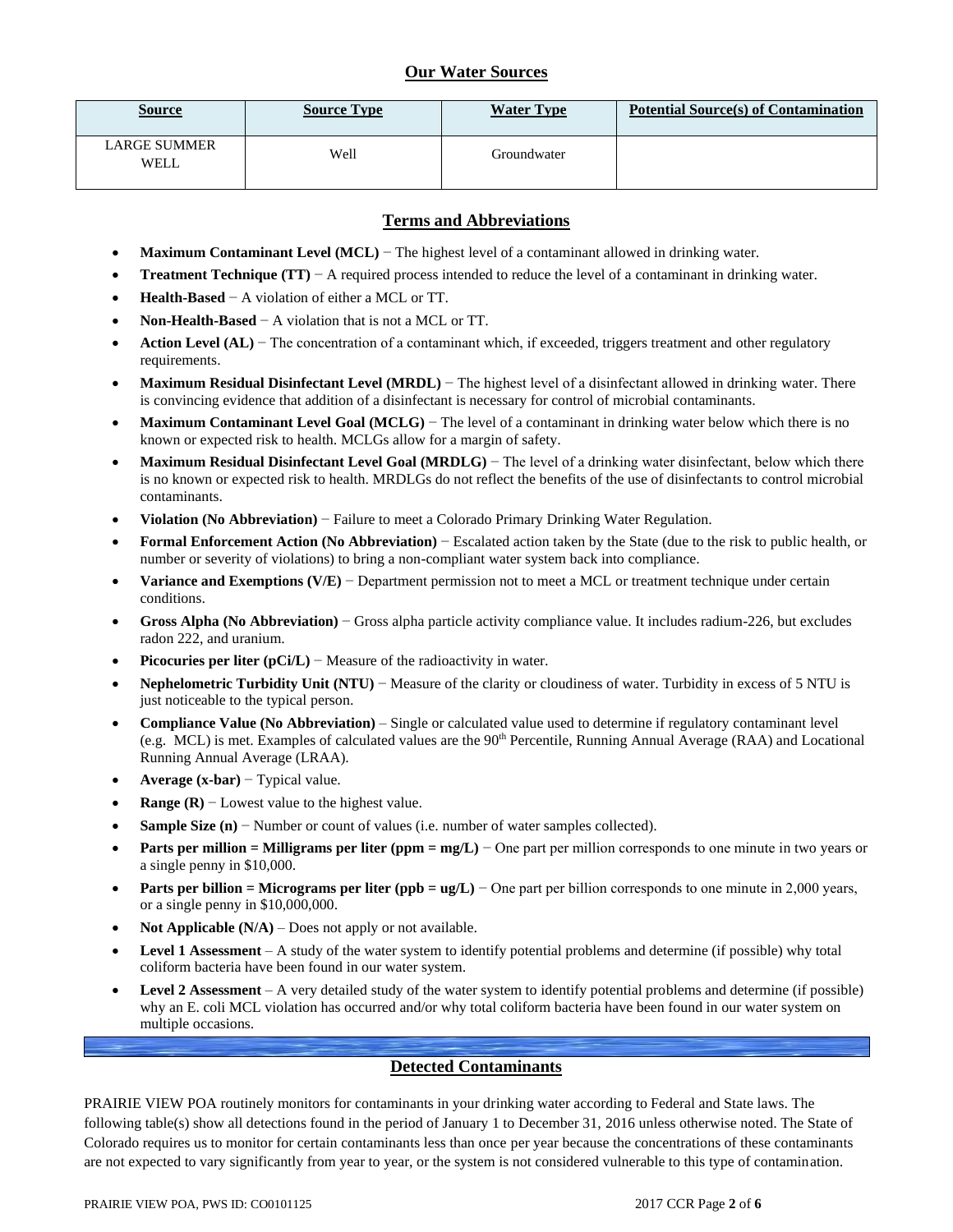## Our Water Sources

| Source | Source Type | Water Type | Potential Source(s) of Contamination |
|---|---|---|---|
| LARGE SUMMER WELL | Well | Groundwater | |

## Terms and Abbreviations

- **Maximum Contaminant Level (MCL)** − The highest level of a contaminant allowed in drinking water.
- **Treatment Technique (TT)** − A required process intended to reduce the level of a contaminant in drinking water.
- **Health-Based** − A violation of either a MCL or TT.
- **Non-Health-Based** − A violation that is not a MCL or TT.
- **Action Level (AL)** − The concentration of a contaminant which, if exceeded, triggers treatment and other regulatory requirements.
- **Maximum Residual Disinfectant Level (MRDL)** − The highest level of a disinfectant allowed in drinking water. There is convincing evidence that addition of a disinfectant is necessary for control of microbial contaminants.
- **Maximum Contaminant Level Goal (MCLG)** − The level of a contaminant in drinking water below which there is no known or expected risk to health. MCLGs allow for a margin of safety.
- **Maximum Residual Disinfectant Level Goal (MRDLG)** − The level of a drinking water disinfectant, below which there is no known or expected risk to health. MRDLGs do not reflect the benefits of the use of disinfectants to control microbial contaminants.
- **Violation (No Abbreviation)** − Failure to meet a Colorado Primary Drinking Water Regulation.
- **Formal Enforcement Action (No Abbreviation)** − Escalated action taken by the State (due to the risk to public health, or number or severity of violations) to bring a non-compliant water system back into compliance.
- **Variance and Exemptions (V/E)** − Department permission not to meet a MCL or treatment technique under certain conditions.
- **Gross Alpha (No Abbreviation)** − Gross alpha particle activity compliance value. It includes radium-226, but excludes radon 222, and uranium.
- **Picocuries per liter (pCi/L)** − Measure of the radioactivity in water.
- **Nephelometric Turbidity Unit (NTU)** − Measure of the clarity or cloudiness of water. Turbidity in excess of 5 NTU is just noticeable to the typical person.
- **Compliance Value (No Abbreviation)** – Single or calculated value used to determine if regulatory contaminant level (e.g. MCL) is met. Examples of calculated values are the 90th Percentile, Running Annual Average (RAA) and Locational Running Annual Average (LRAA).
- **Average (x-bar)** − Typical value.
- **Range (R)** − Lowest value to the highest value.
- **Sample Size (n)** − Number or count of values (i.e. number of water samples collected).
- **Parts per million = Milligrams per liter (ppm = mg/L)** − One part per million corresponds to one minute in two years or a single penny in $10,000.
- **Parts per billion = Micrograms per liter (ppb = ug/L)** − One part per billion corresponds to one minute in 2,000 years, or a single penny in $10,000,000.
- **Not Applicable (N/A)** – Does not apply or not available.
- **Level 1 Assessment** – A study of the water system to identify potential problems and determine (if possible) why total coliform bacteria have been found in our water system.
- **Level 2 Assessment** – A very detailed study of the water system to identify potential problems and determine (if possible) why an E. coli MCL violation has occurred and/or why total coliform bacteria have been found in our water system on multiple occasions.

## Detected Contaminants

PRAIRIE VIEW POA routinely monitors for contaminants in your drinking water according to Federal and State laws. The following table(s) show all detections found in the period of January 1 to December 31, 2016 unless otherwise noted. The State of Colorado requires us to monitor for certain contaminants less than once per year because the concentrations of these contaminants are not expected to vary significantly from year to year, or the system is not considered vulnerable to this type of contamination.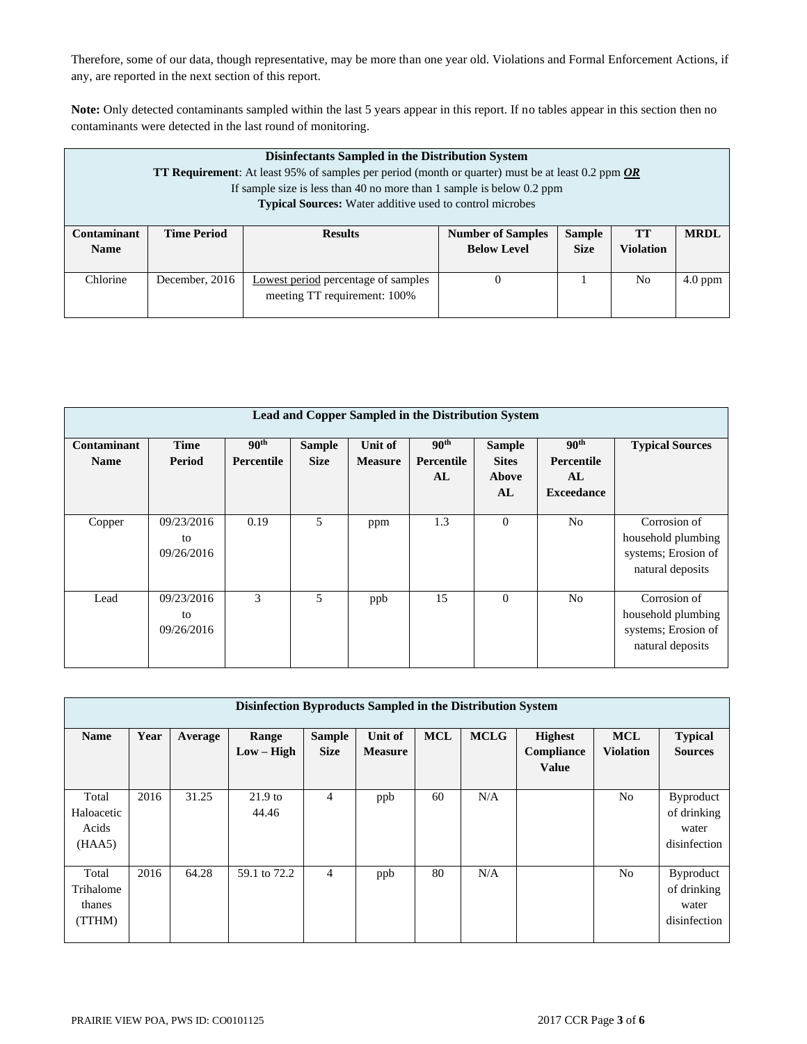Therefore, some of our data, though representative, may be more than one year old. Violations and Formal Enforcement Actions, if any, are reported in the next section of this report.

**Note:** Only detected contaminants sampled within the last 5 years appear in this report. If no tables appear in this section then no contaminants were detected in the last round of monitoring.

| **Disinfectants Sampled in the Distribution System**<br>**TT Requirement**: At least 95% of samples per period (month or quarter) must be at least 0.2 ppm ***OR***<br>If sample size is less than 40 no more than 1 sample is below 0.2 ppm<br>**Typical Sources:** Water additive used to control microbes | | | | | | |
|---|---|---|---|---|---|---|
| **Contaminant Name** | **Time Period** | **Results** | **Number of Samples Below Level** | **Sample Size** | **TT Violation** | **MRDL** |
| Chlorine | December, 2016 | Lowest period percentage of samples meeting TT requirement: 100% | 0 | 1 | No | 4.0 ppm |

| **Lead and Copper Sampled in the Distribution System** | | | | | | | | |
|---|---|---|---|---|---|---|---|---|
| **Contaminant Name** | **Time Period** | **90th Percentile** | **Sample Size** | **Unit of Measure** | **90th Percentile AL** | **Sample Sites Above AL** | **90th Percentile AL Exceedance** | **Typical Sources** |
| Copper | 09/23/2016 to 09/26/2016 | 0.19 | 5 | ppm | 1.3 | 0 | No | Corrosion of household plumbing systems; Erosion of natural deposits |
| Lead | 09/23/2016 to 09/26/2016 | 3 | 5 | ppb | 15 | 0 | No | Corrosion of household plumbing systems; Erosion of natural deposits |

| **Disinfection Byproducts Sampled in the Distribution System** | | | | | | | | | | |
|---|---|---|---|---|---|---|---|---|---|---|
| **Name** | **Year** | **Average** | **Range Low – High** | **Sample Size** | **Unit of Measure** | **MCL** | **MCLG** | **Highest Compliance Value** | **MCL Violation** | **Typical Sources** |
| Total Haloacetic Acids (HAA5) | 2016 | 31.25 | 21.9 to 44.46 | 4 | ppb | 60 | N/A | | No | Byproduct of drinking water disinfection |
| Total Trihalomethanes (TTHM) | 2016 | 64.28 | 59.1 to 72.2 | 4 | ppb | 80 | N/A | | No | Byproduct of drinking water disinfection |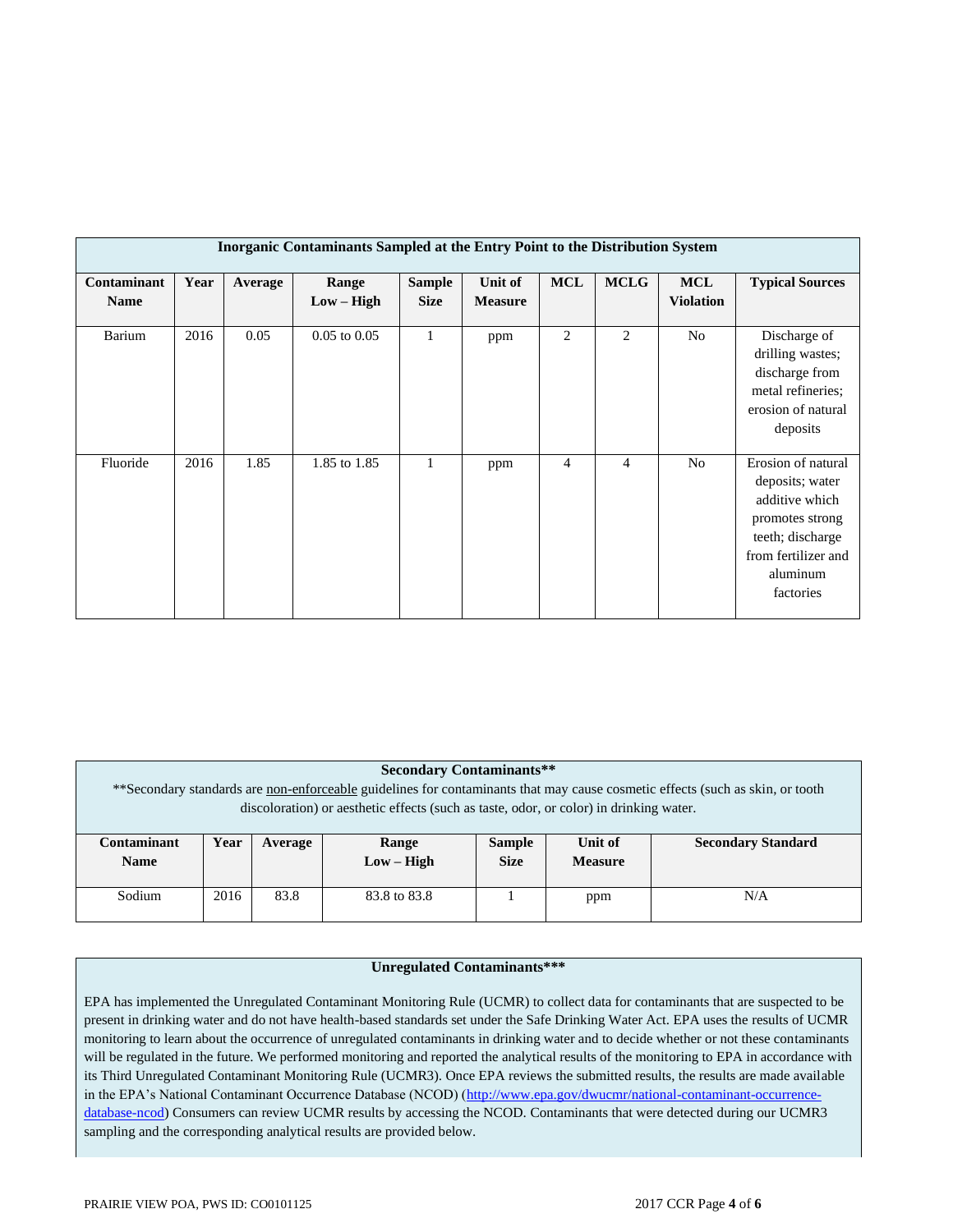| Inorganic Contaminants Sampled at the Entry Point to the Distribution System | | | | | | | | | |
|---|---|---|---|---|---|---|---|---|---|
| **Contaminant Name** | **Year** | **Average** | **Range Low – High** | **Sample Size** | **Unit of Measure** | **MCL** | **MCLG** | **MCL Violation** | **Typical Sources** |
| Barium | 2016 | 0.05 | 0.05 to 0.05 | 1 | ppm | 2 | 2 | No | Discharge of drilling wastes; discharge from metal refineries; erosion of natural deposits |
| Fluoride | 2016 | 1.85 | 1.85 to 1.85 | 1 | ppm | 4 | 4 | No | Erosion of natural deposits; water additive which promotes strong teeth; discharge from fertilizer and aluminum factories |

**Secondary Contaminants****

**Secondary standards are non-enforceable guidelines for contaminants that may cause cosmetic effects (such as skin, or tooth discoloration) or aesthetic effects (such as taste, odor, or color) in drinking water.

| Contaminant Name | Year | Average | Range Low – High | Sample Size | Unit of Measure | Secondary Standard |
|---|---|---|---|---|---|---|
| Sodium | 2016 | 83.8 | 83.8 to 83.8 | 1 | ppm | N/A |

**Unregulated Contaminants*****

EPA has implemented the Unregulated Contaminant Monitoring Rule (UCMR) to collect data for contaminants that are suspected to be present in drinking water and do not have health-based standards set under the Safe Drinking Water Act. EPA uses the results of UCMR monitoring to learn about the occurrence of unregulated contaminants in drinking water and to decide whether or not these contaminants will be regulated in the future. We performed monitoring and reported the analytical results of the monitoring to EPA in accordance with its Third Unregulated Contaminant Monitoring Rule (UCMR3). Once EPA reviews the submitted results, the results are made available in the EPA's National Contaminant Occurrence Database (NCOD) (http://www.epa.gov/dwucmr/national-contaminant-occurrence-database-ncod) Consumers can review UCMR results by accessing the NCOD. Contaminants that were detected during our UCMR3 sampling and the corresponding analytical results are provided below.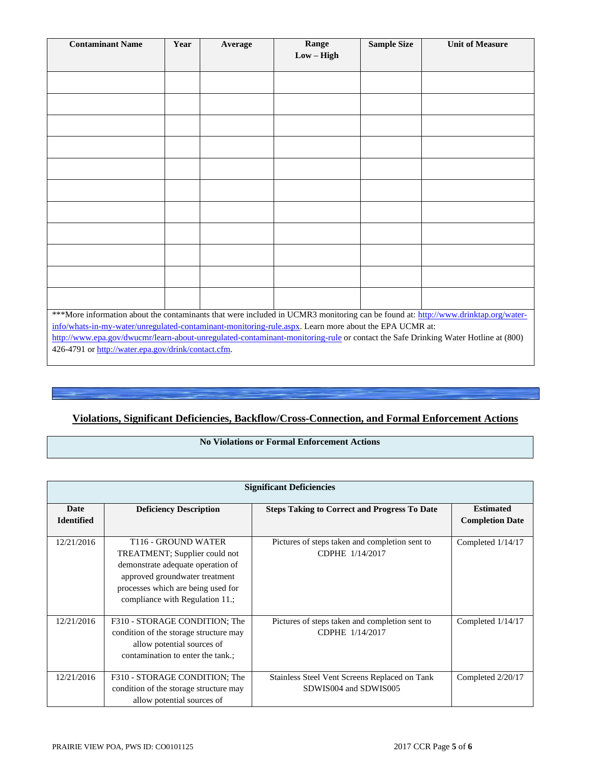| Contaminant Name | Year | Average | Range Low – High | Sample Size | Unit of Measure |
|---|---|---|---|---|---|
| | | | | | |
| | | | | | |
| | | | | | |
| | | | | | |
| | | | | | |
| | | | | | |
| | | | | | |
| | | | | | |
| | | | | | |
| | | | | | |
| | | | | | |

***More information about the contaminants that were included in UCMR3 monitoring can be found at: http://www.drinktap.org/water-info/whats-in-my-water/unregulated-contaminant-monitoring-rule.aspx. Learn more about the EPA UCMR at: http://www.epa.gov/dwucmr/learn-about-unregulated-contaminant-monitoring-rule or contact the Safe Drinking Water Hotline at (800) 426-4791 or http://water.epa.gov/drink/contact.cfm.

## Violations, Significant Deficiencies, Backflow/Cross-Connection, and Formal Enforcement Actions

**No Violations or Formal Enforcement Actions**

**Significant Deficiencies**

| Date Identified | Deficiency Description | Steps Taking to Correct and Progress To Date | Estimated Completion Date |
|---|---|---|---|
| 12/21/2016 | T116 - GROUND WATER TREATMENT; Supplier could not demonstrate adequate operation of approved groundwater treatment processes which are being used for compliance with Regulation 11.; | Pictures of steps taken and completion sent to CDPHE 1/14/2017 | Completed 1/14/17 |
| 12/21/2016 | F310 - STORAGE CONDITION; The condition of the storage structure may allow potential sources of contamination to enter the tank.; | Pictures of steps taken and completion sent to CDPHE 1/14/2017 | Completed 1/14/17 |
| 12/21/2016 | F310 - STORAGE CONDITION; The condition of the storage structure may allow potential sources of | Stainless Steel Vent Screens Replaced on Tank SDWIS004 and SDWIS005 | Completed 2/20/17 |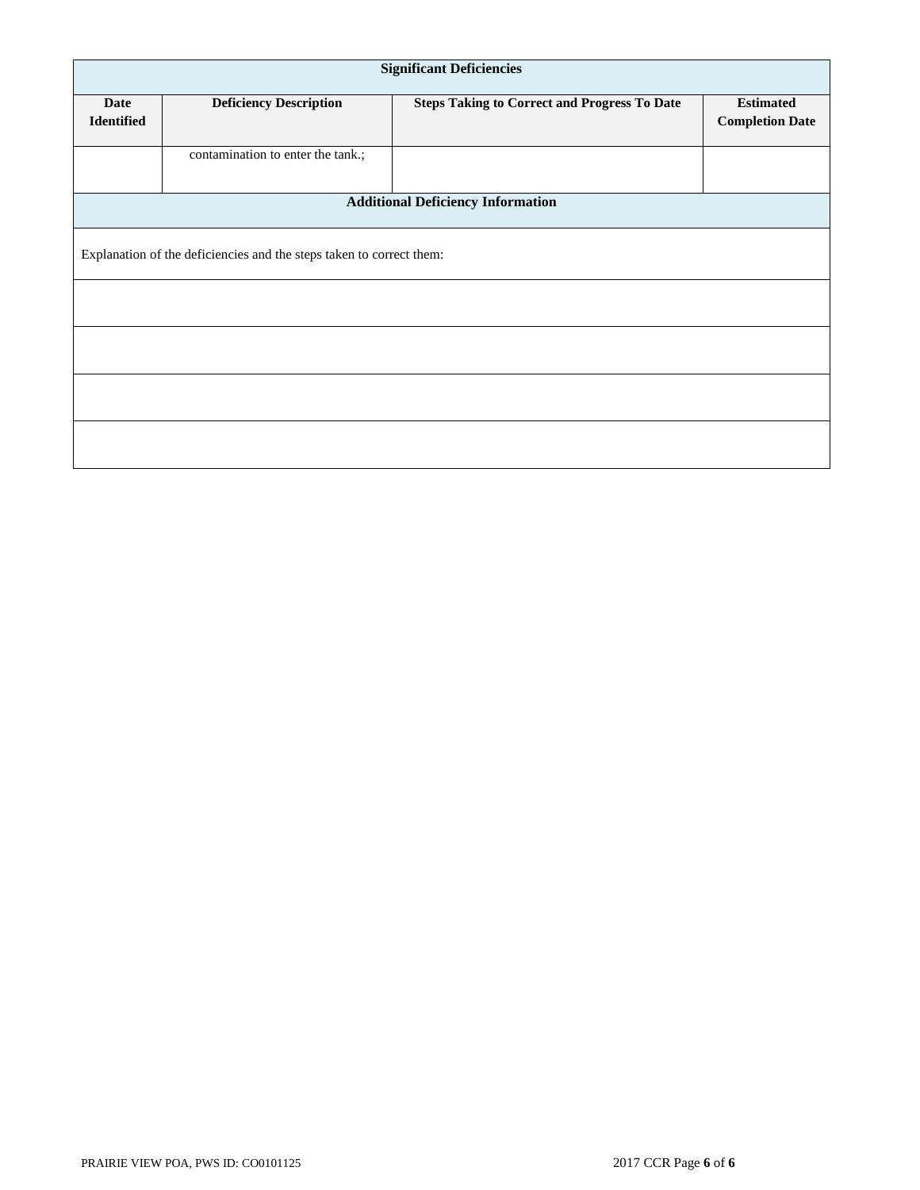| Significant Deficiencies | | | |
|---|---|---|---|
| **Date Identified** | **Deficiency Description** | **Steps Taking to Correct and Progress To Date** | **Estimated Completion Date** |
| | contamination to enter the tank.; | | |

| Additional Deficiency Information |
|---|
| Explanation of the deficiencies and the steps taken to correct them: |
| |
| |
| |
| |